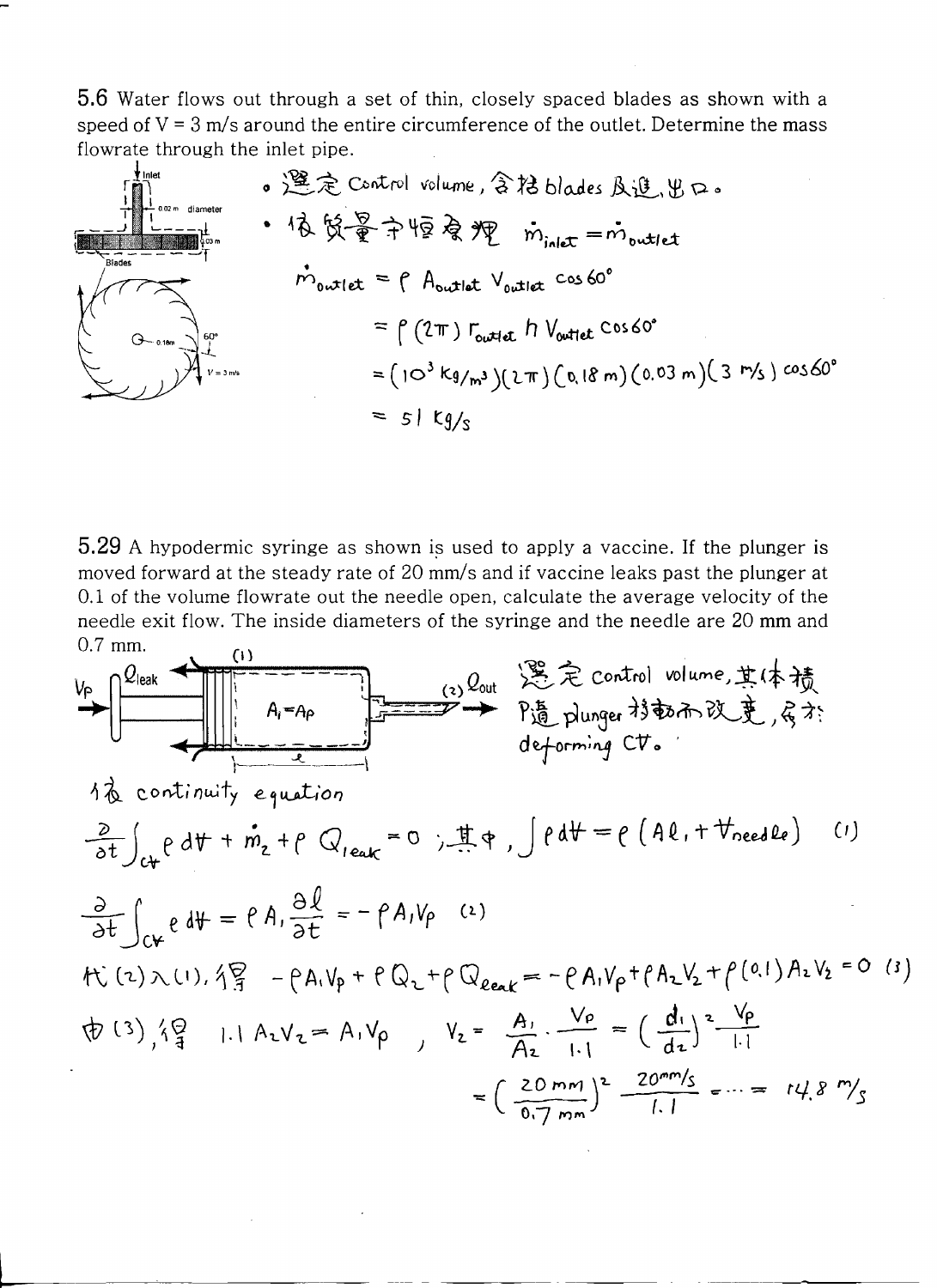**5.6** Water flows out through a set of thin, closely spaced blades as shown with a speed of V = 3 m/s around the entire circumference of the outlet. Determine the mass flowrate through the inlet pipe.

- 選定 Control volume，含括 blades 及進、出口。
- 依質量守恆原理 $\dot{m}_{inlet} = \dot{m}_{outlet}$

$$\dot{m}_{outlet} = \rho A_{outlet} V_{outlet} \cos 60^\circ$$

$$= \rho (2\pi) r_{outlet} h V_{outlet} \cos 60^\circ$$

$$= (10^3 \text{ kg/m}^3)(2\pi)(0.18 \text{ m})(0.03 \text{ m})(3 \text{ m/s}) \cos 60^\circ$$

$$= 51 \text{ kg/s}$$

**5.29** A hypodermic syringe as shown is used to apply a vaccine. If the plunger is moved forward at the steady rate of 20 mm/s and if vaccine leaks past the plunger at 0.1 of the volume flowrate out the needle open, calculate the average velocity of the needle exit flow. The inside diameters of the syringe and the needle are 20 mm and 0.7 mm.

選定 control volume，其體積隨 plunger 移動而改變，屬於 deforming CV。

依 continuity equation

$$\frac{\partial}{\partial t}\int_{CV} \rho \, d\forall + \dot{m}_2 + \rho Q_{leak} = 0 \text{；其中，} \int \rho \, d\forall = \rho (A l_1 + \forall_{needle}) \quad (1)$$

$$\frac{\partial}{\partial t}\int_{CV} \rho \, d\forall = \rho A_1 \frac{\partial l}{\partial t} = -\rho A_1 V_P \quad (2)$$

代 (2) 入 (1)，得 $-\rho A_1 V_P + \rho Q_2 + \rho Q_{leak} = -\rho A_1 V_P + \rho A_2 V_2 + \rho (0.1) A_2 V_2 = 0 \quad (3)$

由 (3)，得 $1.1 A_2 V_2 = A_1 V_P$ ， $V_2 = \frac{A_1}{A_2} \cdot \frac{V_P}{1.1} = \left(\frac{d_1}{d_2}\right)^2 \frac{V_P}{1.1}$

$$= \left(\frac{20 \text{ mm}}{0.7 \text{ mm}}\right)^2 \frac{20 \text{ mm/s}}{1.1} = \cdots = 14.8 \text{ m/s}$$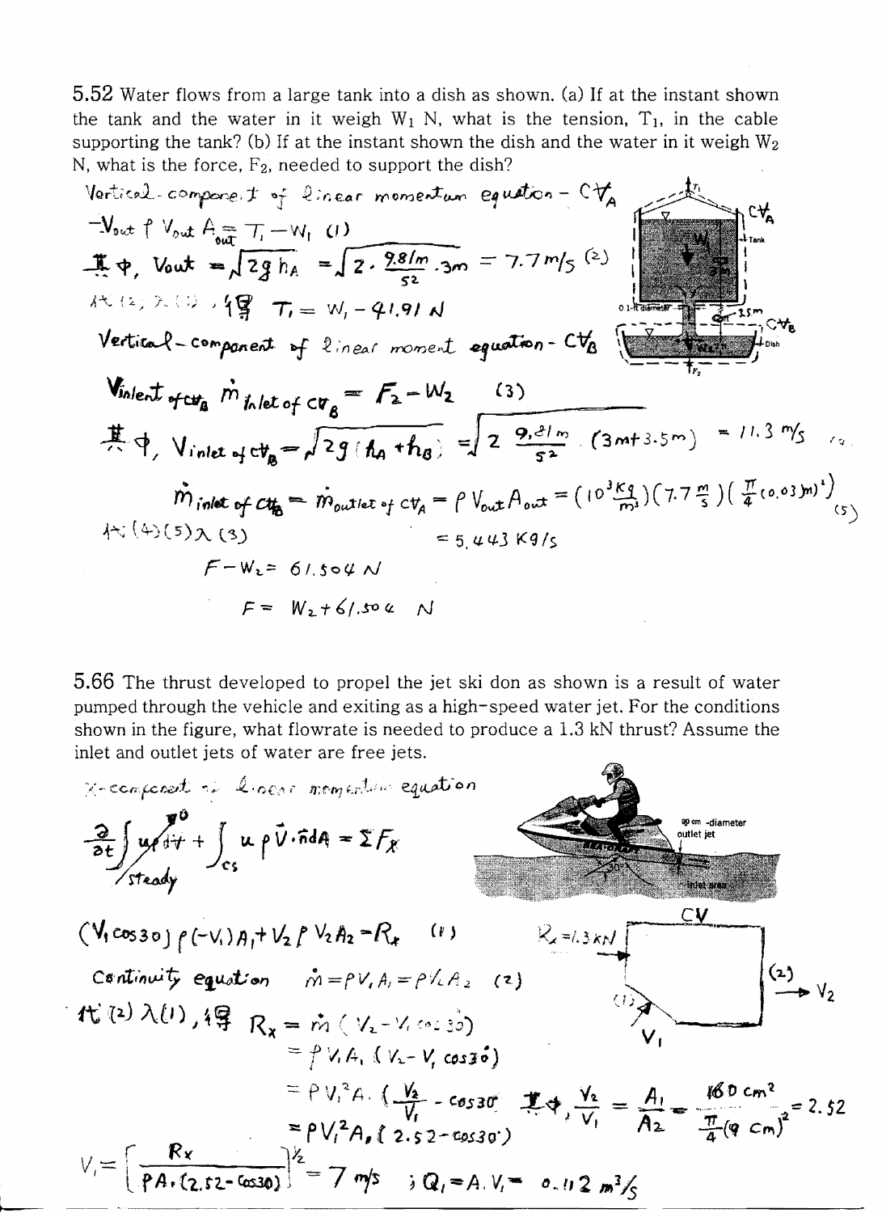5.52 Water flows from a large tank into a dish as shown. (a) If at the instant shown the tank and the water in it weigh $W_1$ N, what is the tension, $T_1$, in the cable supporting the tank? (b) If at the instant shown the dish and the water in it weigh $W_2$ N, what is the force, $F_2$, needed to support the dish?

Vertical-component of linear momentum equation - $CV_A$

$$-V_{out}\,\rho\,V_{out}\,A_{out} = T_1 - W_1 \quad (1)$$

其中, $V_{out} = \sqrt{2gh_A} = \sqrt{2 \cdot \frac{9.8\,m}{s^2} \cdot 3m} = 7.7\,m/s \quad (2)$

代(2)入(1), 得 $T_1 = W_1 - 41.91\,N$

Vertical-component of linear moment equation - $CV_B$

$$V_{inlet\ of\ CV_B}\,\dot{m}_{inlet\ of\ CV_B} = F_2 - W_2 \quad (3)$$

其中, $V_{inlet\ of\ CV_B} = \sqrt{2g(h_A + h_B)} = \sqrt{2\,\frac{9.81\,m}{s^2}\,(3m + 3.5m)} = 11.3\,m/s \quad (4)$

$$\dot{m}_{inlet\ of\ CV_B} = \dot{m}_{outlet\ of\ CV_A} = \rho\,V_{out}\,A_{out} = \left(10^3\,\frac{Kg}{m^3}\right)\left(7.7\,\frac{m}{s}\right)\left(\frac{\pi}{4}(0.03\,m)^2\right) \quad (5)$$

代(4)(5)入(3) $= 5.443\,Kg/s$

$$F - W_2 = 61.504\,N$$

$$F = W_2 + 61.504\,N$$

5.66 The thrust developed to propel the jet ski don as shown is a result of water pumped through the vehicle and exiting as a high-speed water jet. For the conditions shown in the figure, what flowrate is needed to produce a 1.3 kN thrust? Assume the inlet and outlet jets of water are free jets.

x-component of linear momentum equation

$$\frac{\partial}{\partial t}\int u\rho\,d\forall + \int_{cs} u\,\rho\,\vec{V}\cdot\hat{n}\,dA = \sum F_x \quad (\text{steady} \Rightarrow \tfrac{\partial}{\partial t}\int u\rho\,d\forall = 0)$$

$$(V_1\cos 30)\,\rho(-V_1)A_1 + V_2\,\rho\,V_2 A_2 = R_x \quad (1)$$

$R_x = 1.3\,kN$

Continuity equation $\dot{m} = \rho V_1 A_1 = \rho V_2 A_2 \quad (2)$

代(2)入(1), 得 $R_x = \dot{m}\,(V_2 - V_1\cos 30)$

$$= \rho V_1 A_1\,(V_2 - V_1\cos 30^\circ)$$

$$= \rho V_1^2 A_1\left(\frac{V_2}{V_1} - \cos 30^\circ\right) \quad \text{其中}, \ \frac{V_2}{V_1} = \frac{A_1}{A_2} = \frac{160\,cm^2}{\frac{\pi}{4}(9\,cm)^2} = 2.52$$

$$= \rho V_1^2 A_1\,(2.52 - \cos 30^\circ)$$

$$V_1 = \left[\frac{R_x}{\rho A_1 (2.52 - \cos 30)}\right]^{1/2} = 7\,m/s \quad ; \ Q_1 = A_1 V_1 = 0.112\,m^3/s$$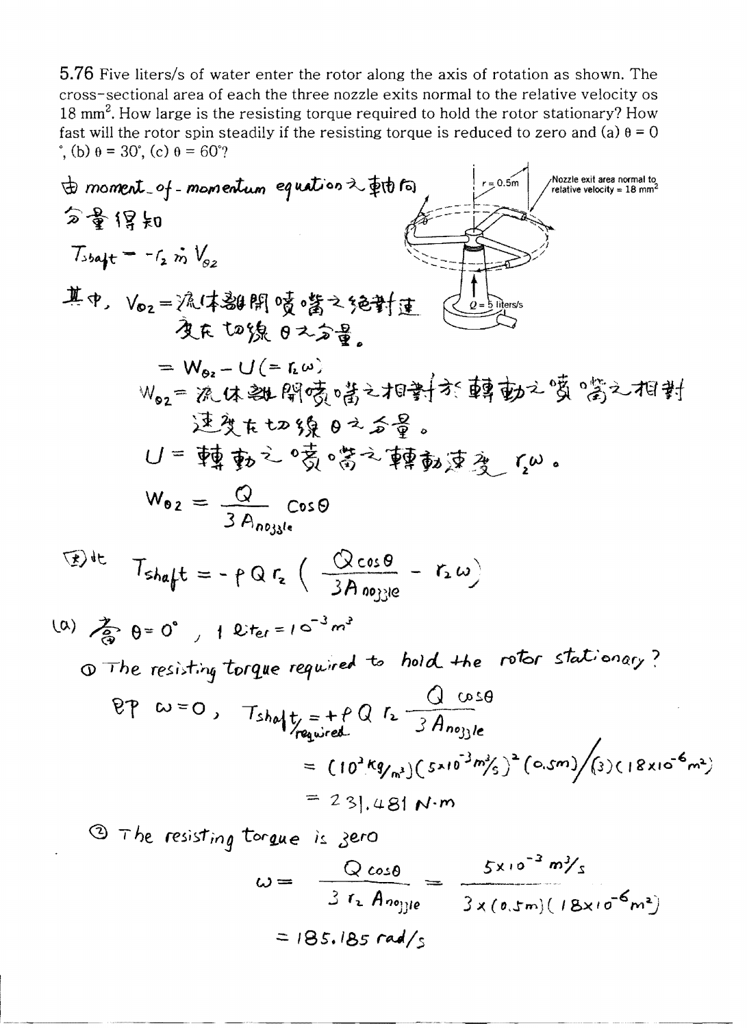5.76 Five liters/s of water enter the rotor along the axis of rotation as shown. The cross-sectional area of each the three nozzle exits normal to the relative velocity os 18 mm$^2$. How large is the resisting torque required to hold the rotor stationary? How fast will the rotor spin steadily if the resisting torque is reduced to zero and (a) $\theta = 0°$, (b) $\theta = 30°$, (c) $\theta = 60°$?

r = 0.5m

Nozzle exit area normal to relative velocity = 18 mm$^2$

Q = 5 liters/s

由 moment_of-momentum equation之軸向分量得知

$$T_{shaft} = -r_2 \dot{m} V_{\theta 2}$$

其中，$V_{\theta 2}$ = 流体離開噴嘴之絕對速度在切線 $\theta$ 之分量。

$$= W_{\theta 2} - U (= r_2 \omega)$$

$W_{\theta 2}$ = 流体離開噴嘴之相對於轉動之噴嘴之相對速度在切線 $\theta$ 之分量。

$U$ = 轉動之噴嘴之轉動速度 $r_2 \omega$。

$$W_{\theta 2} = \frac{Q}{3 A_{nozzle}} \cos\theta$$

因此 $$T_{shaft} = -\rho Q r_2 \left( \frac{Q \cos\theta}{3 A_{nozzle}} - r_2 \omega \right)$$

(a) 當 $\theta = 0°$，$1 \text{ liter} = 10^{-3} m^3$

① The resisting torque required to hold the rotor stationary?

即 $\omega = 0$，
$$T_{shaft}\Big|_{required} = +\rho Q r_2 \frac{Q \cos\theta}{3 A_{nozzle}}$$

$$= (10^3 \, kg/m^3)(5 \times 10^{-3} \, m^3/s)^2 (0.5m) \Big/ (3)(18 \times 10^{-6} m^2)$$

$$= 231.481 \, N \cdot m$$

② The resisting torque is zero

$$\omega = \frac{Q \cos\theta}{3 r_2 A_{nozzle}} = \frac{5 \times 10^{-3} \, m^3/s}{3 \times (0.5m)(18 \times 10^{-6} m^2)}$$

$$= 185.185 \, rad/s$$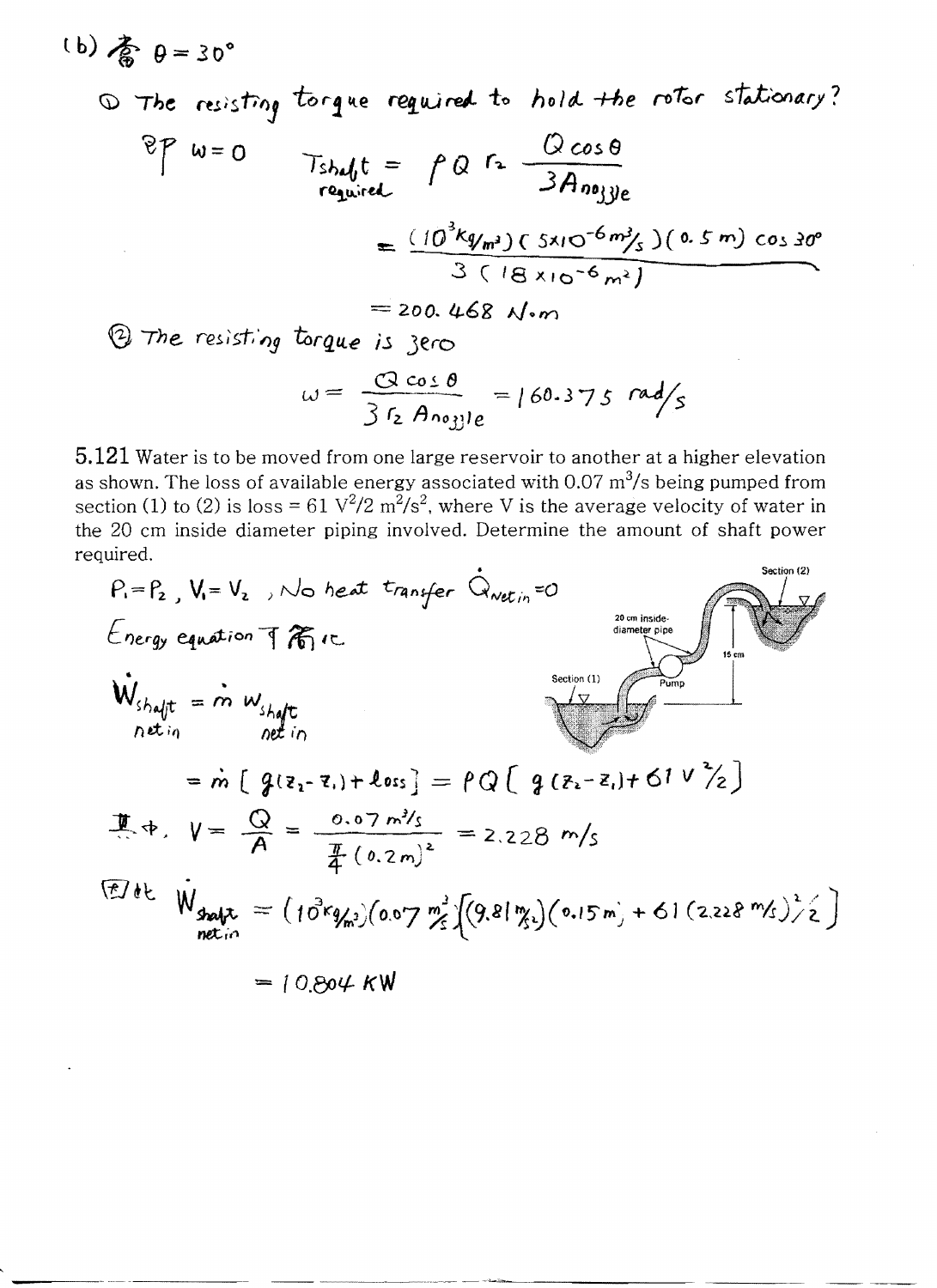(b) 當 $\theta = 30°$

① The resisting torque required to hold the rotor stationary?

即 $\omega = 0$ $\quad T_{\substack{shaft \\ required}} = \rho Q \, r_2 \dfrac{Q\cos\theta}{3A_{nozzle}}$

$$= \frac{(10^3 \text{kg/m}^3)(5\times10^{-6} \text{m}^3/\text{s})(0.5\text{ m})\cos 30°}{3(18\times10^{-6}\text{m}^2)}$$

$$= 200.468 \text{ N}\cdot\text{m}$$

② The resisting torque is zero

$$\omega = \frac{Q\cos\theta}{3 r_2 A_{nozzle}} = 160.375 \text{ rad/s}$$

5.121 Water is to be moved from one large reservoir to another at a higher elevation as shown. The loss of available energy associated with 0.07 $m^3/s$ being pumped from section (1) to (2) is loss = 61 $V^2/2$ $m^2/s^2$, where V is the average velocity of water in the 20 cm inside diameter piping involved. Determine the amount of shaft power required.

Section (2)

20 cm inside-diameter pipe

15 cm

Section (1)

Pump

$P_1 = P_2$ , $V_1 = V_2$ , No heat transfer $\dot{Q}_{net\,in} = 0$

Energy equation 可寫成

$$\dot{W}_{\substack{shaft \\ net\,in}} = \dot{m}\, w_{\substack{shaft \\ net\,in}}$$

$$= \dot{m}\left[\,g(z_2 - z_1) + loss\,\right] = \rho Q\left[\,g(z_2 - z_1) + 61\,V^2/2\,\right]$$

其中, $V = \dfrac{Q}{A} = \dfrac{0.07 \text{ m}^3/\text{s}}{\frac{\pi}{4}(0.2\text{m})^2} = 2.228 \text{ m/s}$

因此 $\dot{W}_{\substack{shaft \\ net\,in}} = (10^3 \text{kg/m}^3)(0.07 \text{ m}^3/\text{s})\left[(9.81 \text{ m/s}^2)(0.15\text{ m}) + 61(2.228 \text{ m/s})^2/2\right]$

$$= 10.804 \text{ KW}$$